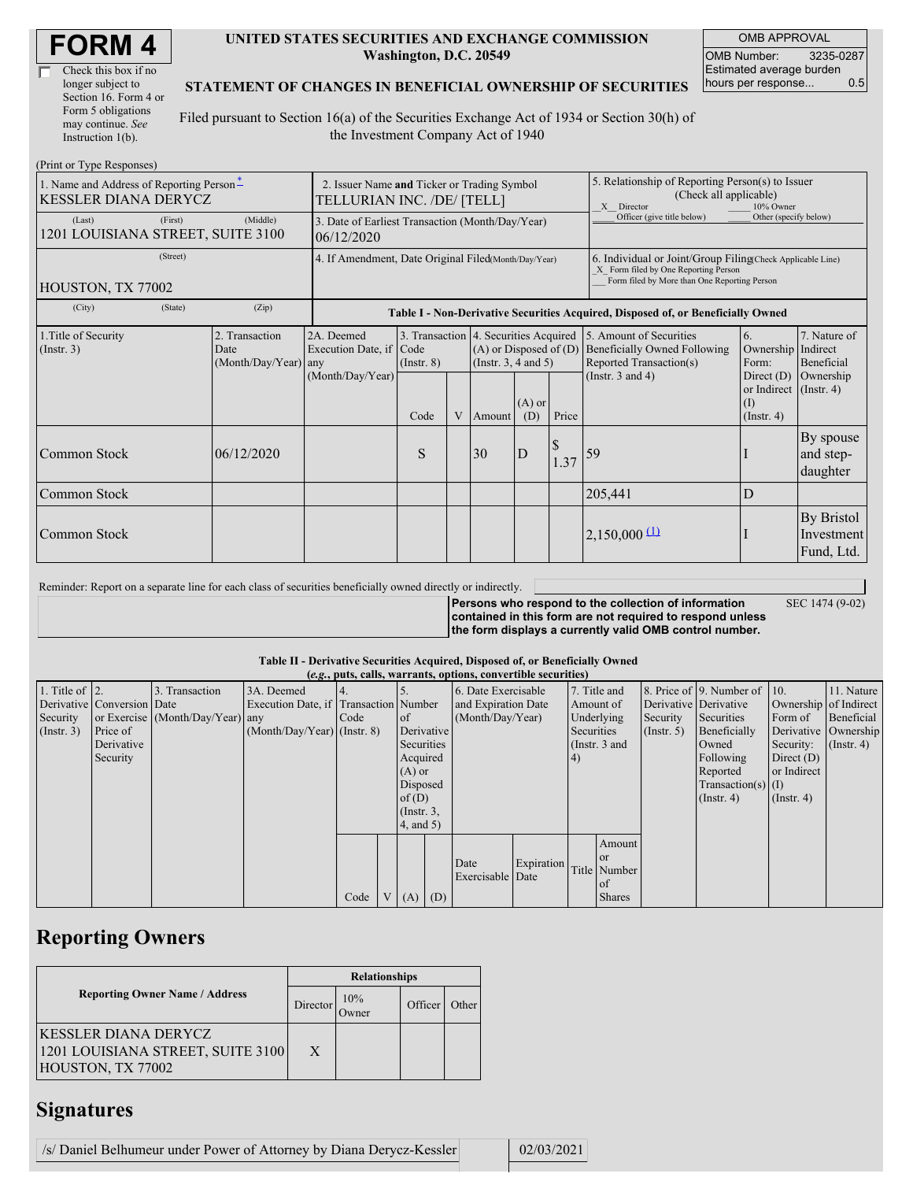# FORM 4

☐ Check this box if no longer subject to Section 16. Form 4 or Form 5 obligations may continue. *See* Instruction 1(b).

**UNITED STATES SECURITIES AND EXCHANGE COMMISSION**
**Washington, D.C. 20549**

**STATEMENT OF CHANGES IN BENEFICIAL OWNERSHIP OF SECURITIES**

Filed pursuant to Section 16(a) of the Securities Exchange Act of 1934 or Section 30(h) of the Investment Company Act of 1940

| OMB APPROVAL | |
|---|---|
| OMB Number: | 3235-0287 |
| Estimated average burden hours per response... | 0.5 |

(Print or Type Responses)

| 1. Name and Address of Reporting Person * | 2. Issuer Name and Ticker or Trading Symbol | 5. Relationship of Reporting Person(s) to Issuer (Check all applicable) |
|---|---|---|
| KESSLER DIANA DERYCZ | TELLURIAN INC. /DE/ [TELL] | _X_ Director ___ 10% Owner ___ Officer (give title below) ___ Other (specify below) |
| (Last) (First) (Middle) 1201 LOUISIANA STREET, SUITE 3100 | 3. Date of Earliest Transaction (Month/Day/Year) 06/12/2020 | |
| (Street) HOUSTON, TX 77002 | 4. If Amendment, Date Original Filed (Month/Day/Year) | 6. Individual or Joint/Group Filing (Check Applicable Line) _X_ Form filed by One Reporting Person ___ Form filed by More than One Reporting Person |
| (City) (State) (Zip) | | |

**Table I - Non-Derivative Securities Acquired, Disposed of, or Beneficially Owned**

| 1.Title of Security (Instr. 3) | 2. Transaction Date (Month/Day/Year) | 2A. Deemed Execution Date, if any (Month/Day/Year) | 3. Transaction Code (Instr. 8) | | 4. Securities Acquired (A) or Disposed of (D) (Instr. 3, 4 and 5) | | | 5. Amount of Securities Beneficially Owned Following Reported Transaction(s) (Instr. 3 and 4) | 6. Ownership Form: Direct (D) or Indirect (I) (Instr. 4) | 7. Nature of Indirect Beneficial Ownership (Instr. 4) |
|---|---|---|---|---|---|---|---|---|---|---|
| | | | Code | V | Amount | (A) or (D) | Price | | | |
| Common Stock | 06/12/2020 | | S | | 30 | D | $ 1.37 | 59 | I | By spouse and step-daughter |
| Common Stock | | | | | | | | 205,441 | D | |
| Common Stock | | | | | | | | 2,150,000 (1) | I | By Bristol Investment Fund, Ltd. |

Reminder: Report on a separate line for each class of securities beneficially owned directly or indirectly.

**Persons who respond to the collection of information contained in this form are not required to respond unless the form displays a currently valid OMB control number.** SEC 1474 (9-02)

**Table II - Derivative Securities Acquired, Disposed of, or Beneficially Owned**
**(*e.g.*, puts, calls, warrants, options, convertible securities)**

| 1. Title of Derivative Security (Instr. 3) | 2. Conversion or Exercise Price of Derivative Security | 3. Transaction Date (Month/Day/Year) | 3A. Deemed Execution Date, if any (Month/Day/Year) | 4. Transaction Code (Instr. 8) | | 5. Number of Derivative Securities Acquired (A) or Disposed of (D) (Instr. 3, 4, and 5) | | 6. Date Exercisable and Expiration Date (Month/Day/Year) | | 7. Title and Amount of Underlying Securities (Instr. 3 and 4) | | 8. Price of Derivative Security (Instr. 5) | 9. Number of Derivative Securities Beneficially Owned Following Reported Transaction(s) (Instr. 4) | 10. Ownership Form of Derivative Security: Direct (D) or Indirect (I) (Instr. 4) | 11. Nature of Indirect Beneficial Ownership (Instr. 4) |
|---|---|---|---|---|---|---|---|---|---|---|---|---|---|---|---|
| | | | | Code | V | (A) | (D) | Date Exercisable | Expiration Date | Title | Amount or Number of Shares | | | | |

## Reporting Owners

| Reporting Owner Name / Address | Relationships | | | |
|---|---|---|---|---|
| | Director | 10% Owner | Officer | Other |
| KESSLER DIANA DERYCZ 1201 LOUISIANA STREET, SUITE 3100 HOUSTON, TX 77002 | X | | | |

## Signatures

| /s/ Daniel Belhumeur under Power of Attorney by Diana Derycz-Kessler | 02/03/2021 |
|---|---|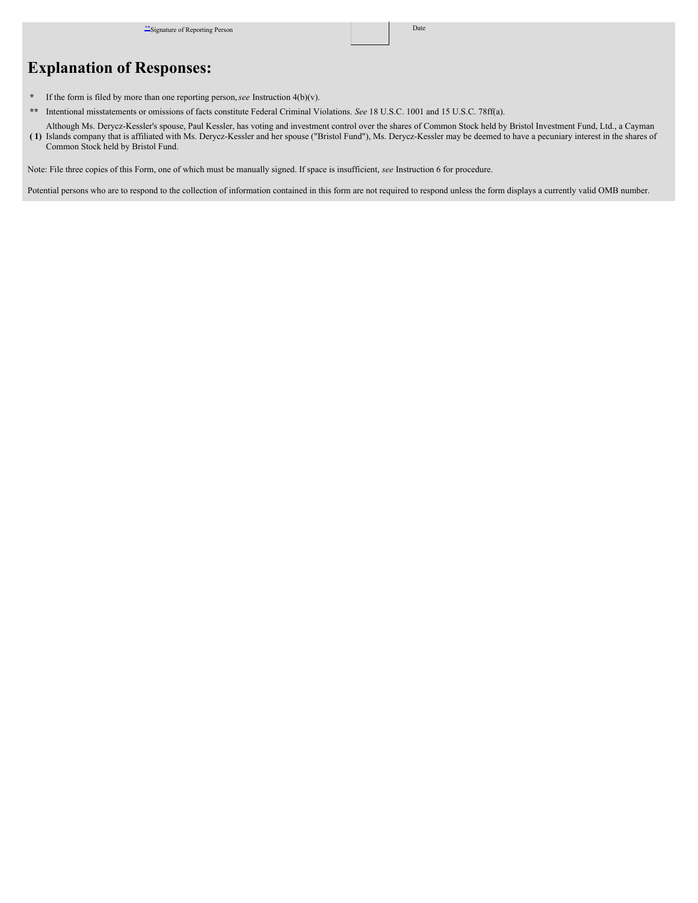| ** Signature of Reporting Person | | Date |
| --- | --- | --- |

## Explanation of Responses:

* If the form is filed by more than one reporting person, *see* Instruction 4(b)(v).

** Intentional misstatements or omissions of facts constitute Federal Criminal Violations. *See* 18 U.S.C. 1001 and 15 U.S.C. 78ff(a).

(1) Although Ms. Derycz-Kessler's spouse, Paul Kessler, has voting and investment control over the shares of Common Stock held by Bristol Investment Fund, Ltd., a Cayman Islands company that is affiliated with Ms. Derycz-Kessler and her spouse ("Bristol Fund"), Ms. Derycz-Kessler may be deemed to have a pecuniary interest in the shares of Common Stock held by Bristol Fund.

Note: File three copies of this Form, one of which must be manually signed. If space is insufficient, *see* Instruction 6 for procedure.

Potential persons who are to respond to the collection of information contained in this form are not required to respond unless the form displays a currently valid OMB number.